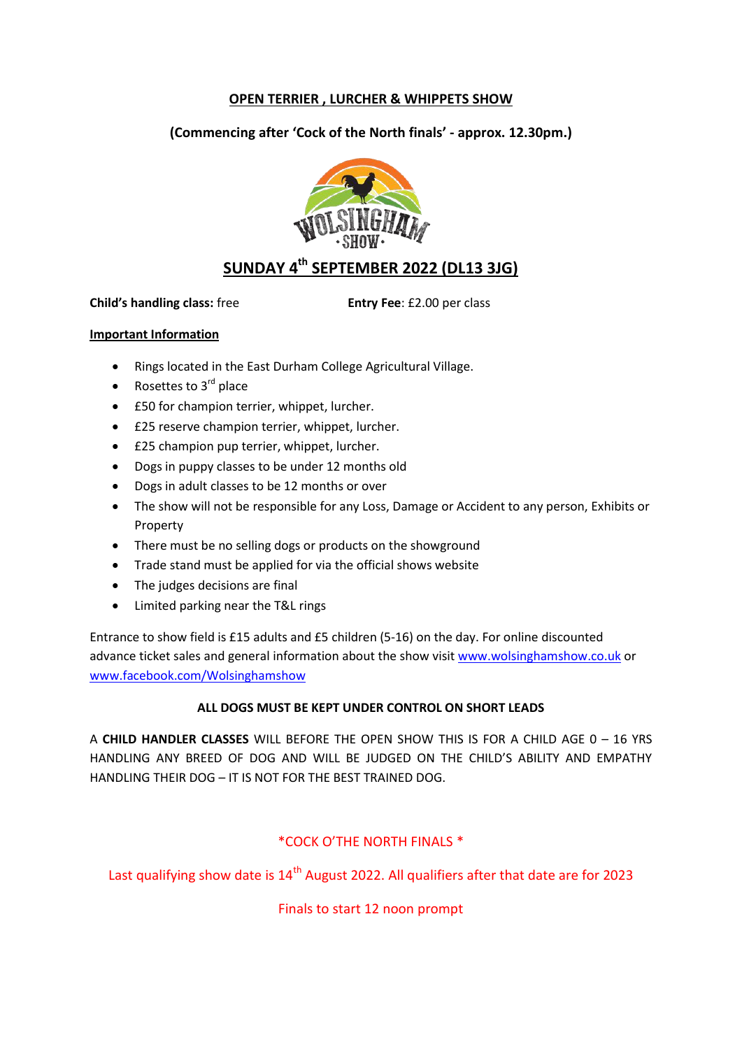# OPEN TERRIER , LURCHER & WHIPPETS SHOW

**(Commencing after 'Cock of the North finals' - approx. 12.30pm.)**

## SUNDAY 4th SEPTEMBER 2022 (DL13 3JG)

**Child's handling class:** free

**Entry Fee**: £2.00 per class

**Important Information**

- Rings located in the East Durham College Agricultural Village.
- Rosettes to 3rd place
- £50 for champion terrier, whippet, lurcher.
- £25 reserve champion terrier, whippet, lurcher.
- £25 champion pup terrier, whippet, lurcher.
- Dogs in puppy classes to be under 12 months old
- Dogs in adult classes to be 12 months or over
- The show will not be responsible for any Loss, Damage or Accident to any person, Exhibits or Property
- There must be no selling dogs or products on the showground
- Trade stand must be applied for via the official shows website
- The judges decisions are final
- Limited parking near the T&L rings

Entrance to show field is £15 adults and £5 children (5-16) on the day. For online discounted advance ticket sales and general information about the show visit www.wolsinghamshow.co.uk or www.facebook.com/Wolsinghamshow

**ALL DOGS MUST BE KEPT UNDER CONTROL ON SHORT LEADS**

A **CHILD HANDLER CLASSES** WILL BEFORE THE OPEN SHOW THIS IS FOR A CHILD AGE 0 – 16 YRS HANDLING ANY BREED OF DOG AND WILL BE JUDGED ON THE CHILD'S ABILITY AND EMPATHY HANDLING THEIR DOG – IT IS NOT FOR THE BEST TRAINED DOG.

*COCK O'THE NORTH FINALS *

Last qualifying show date is 14th August 2022. All qualifiers after that date are for 2023

Finals to start 12 noon prompt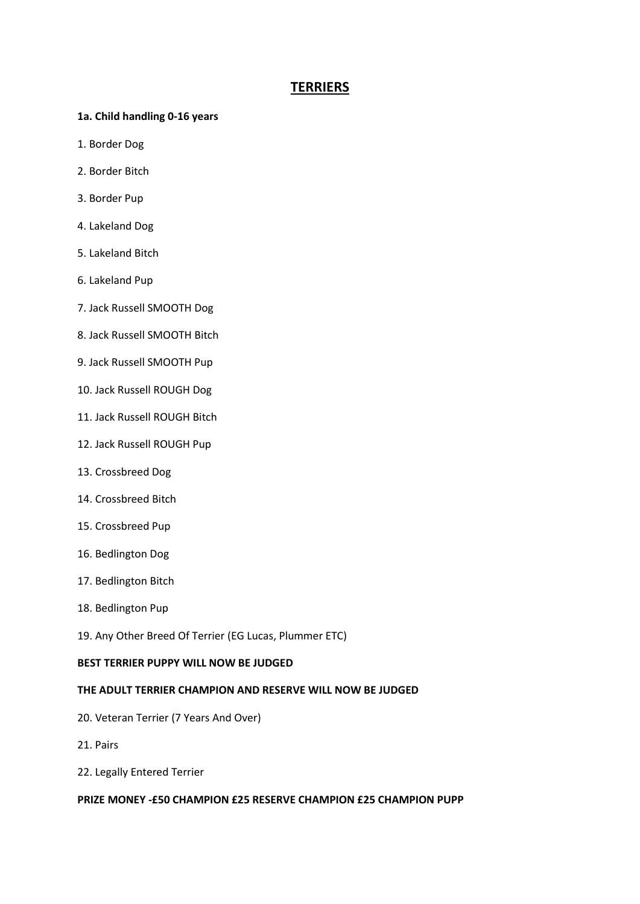# TERRIERS

**1a. Child handling 0-16 years**

1. Border Dog
2. Border Bitch
3. Border Pup
4. Lakeland Dog
5. Lakeland Bitch
6. Lakeland Pup
7. Jack Russell SMOOTH Dog
8. Jack Russell SMOOTH Bitch
9. Jack Russell SMOOTH Pup
10. Jack Russell ROUGH Dog
11. Jack Russell ROUGH Bitch
12. Jack Russell ROUGH Pup
13. Crossbreed Dog
14. Crossbreed Bitch
15. Crossbreed Pup
16. Bedlington Dog
17. Bedlington Bitch
18. Bedlington Pup
19. Any Other Breed Of Terrier (EG Lucas, Plummer ETC)

**BEST TERRIER PUPPY WILL NOW BE JUDGED**

**THE ADULT TERRIER CHAMPION AND RESERVE WILL NOW BE JUDGED**

20. Veteran Terrier (7 Years And Over)
21. Pairs
22. Legally Entered Terrier

**PRIZE MONEY -£50 CHAMPION £25 RESERVE CHAMPION £25 CHAMPION PUPP**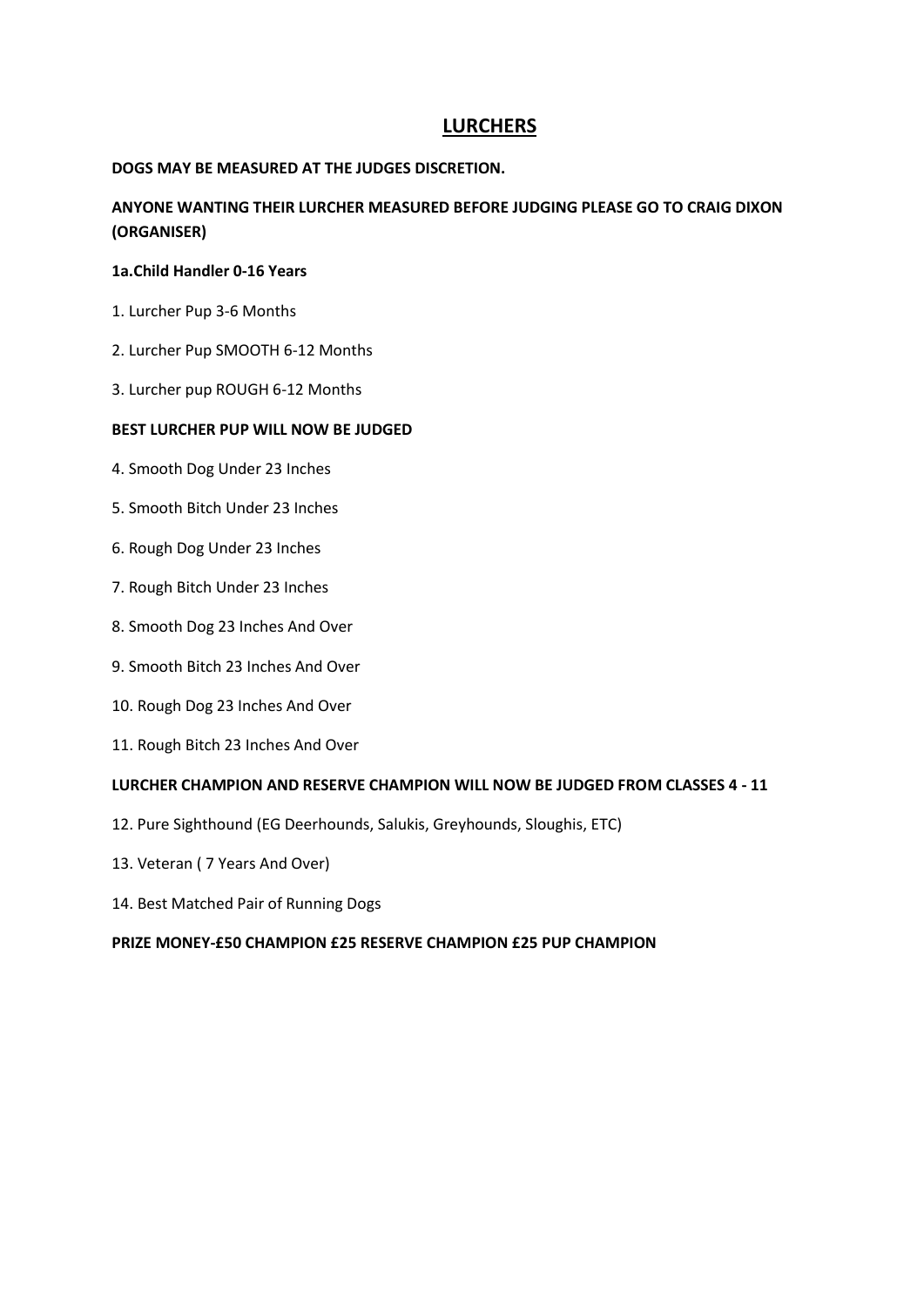# LURCHERS

**DOGS MAY BE MEASURED AT THE JUDGES DISCRETION.**

**ANYONE WANTING THEIR LURCHER MEASURED BEFORE JUDGING PLEASE GO TO CRAIG DIXON (ORGANISER)**

**1a.Child Handler 0-16 Years**

1. Lurcher Pup 3-6 Months
2. Lurcher Pup SMOOTH 6-12 Months
3. Lurcher pup ROUGH 6-12 Months

**BEST LURCHER PUP WILL NOW BE JUDGED**

4. Smooth Dog Under 23 Inches
5. Smooth Bitch Under 23 Inches
6. Rough Dog Under 23 Inches
7. Rough Bitch Under 23 Inches
8. Smooth Dog 23 Inches And Over
9. Smooth Bitch 23 Inches And Over
10. Rough Dog 23 Inches And Over
11. Rough Bitch 23 Inches And Over

**LURCHER CHAMPION AND RESERVE CHAMPION WILL NOW BE JUDGED FROM CLASSES 4 - 11**

12. Pure Sighthound (EG Deerhounds, Salukis, Greyhounds, Sloughis, ETC)
13. Veteran ( 7 Years And Over)
14. Best Matched Pair of Running Dogs

**PRIZE MONEY-£50 CHAMPION £25 RESERVE CHAMPION £25 PUP CHAMPION**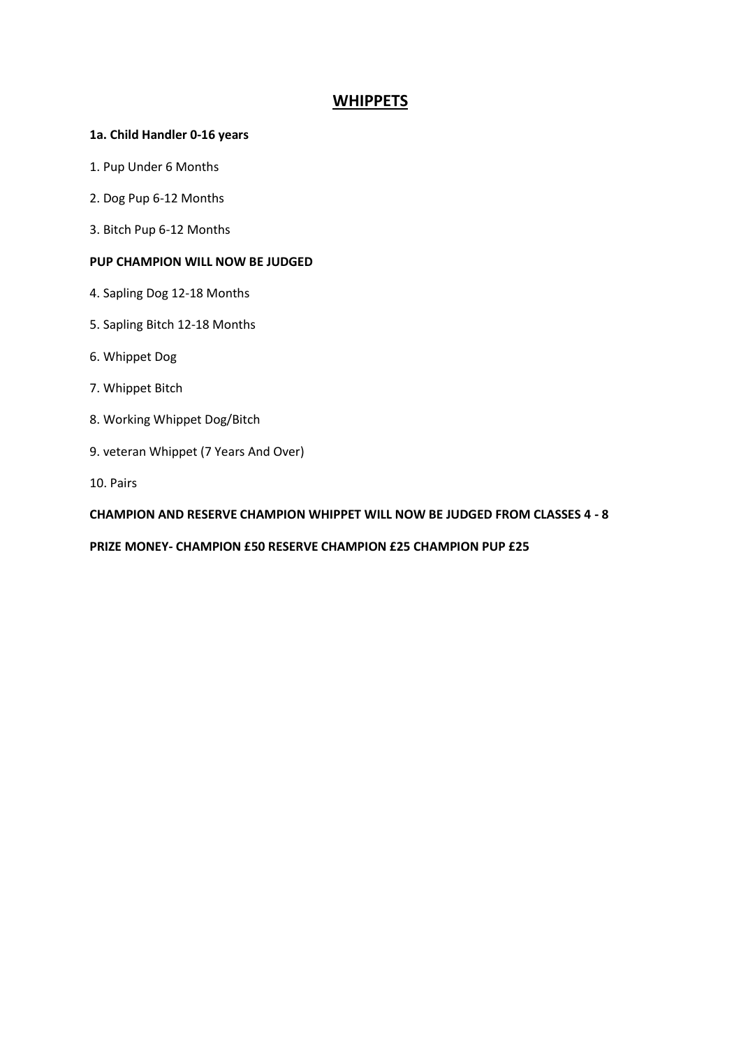# WHIPPETS

**1a. Child Handler 0-16 years**

1. Pup Under 6 Months
2. Dog Pup 6-12 Months
3. Bitch Pup 6-12 Months

**PUP CHAMPION WILL NOW BE JUDGED**

4. Sapling Dog 12-18 Months
5. Sapling Bitch 12-18 Months
6. Whippet Dog
7. Whippet Bitch
8. Working Whippet Dog/Bitch
9. veteran Whippet (7 Years And Over)
10. Pairs

**CHAMPION AND RESERVE CHAMPION WHIPPET WILL NOW BE JUDGED FROM CLASSES 4 - 8**

**PRIZE MONEY- CHAMPION £50 RESERVE CHAMPION £25 CHAMPION PUP £25**